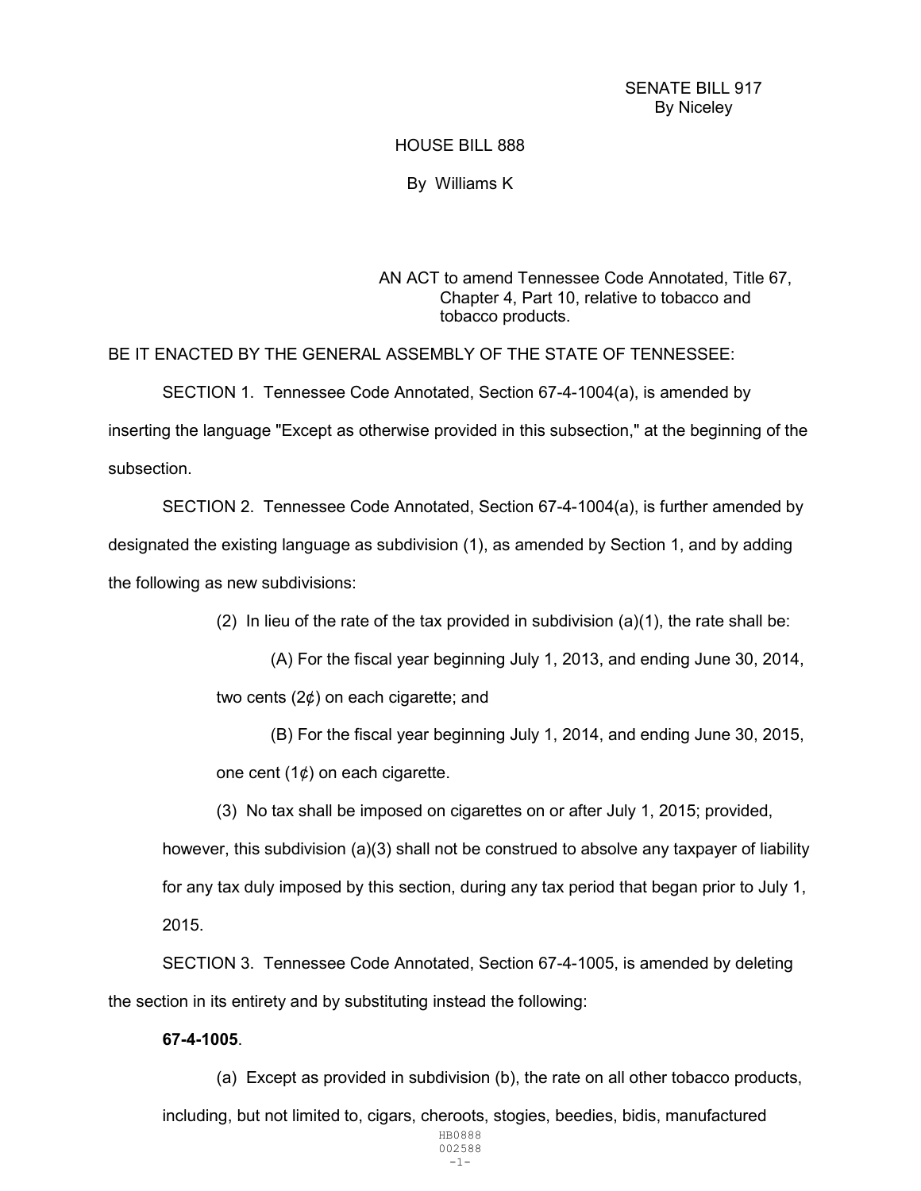SENATE BILL 917
By Niceley

HOUSE BILL 888

By Williams K

AN ACT to amend Tennessee Code Annotated, Title 67, Chapter 4, Part 10, relative to tobacco and tobacco products.

BE IT ENACTED BY THE GENERAL ASSEMBLY OF THE STATE OF TENNESSEE:

SECTION 1. Tennessee Code Annotated, Section 67-4-1004(a), is amended by inserting the language "Except as otherwise provided in this subsection," at the beginning of the subsection.

SECTION 2. Tennessee Code Annotated, Section 67-4-1004(a), is further amended by designated the existing language as subdivision (1), as amended by Section 1, and by adding the following as new subdivisions:

(2) In lieu of the rate of the tax provided in subdivision (a)(1), the rate shall be:

(A) For the fiscal year beginning July 1, 2013, and ending June 30, 2014, two cents (2¢) on each cigarette; and

(B) For the fiscal year beginning July 1, 2014, and ending June 30, 2015, one cent (1¢) on each cigarette.

(3) No tax shall be imposed on cigarettes on or after July 1, 2015; provided, however, this subdivision (a)(3) shall not be construed to absolve any taxpayer of liability for any tax duly imposed by this section, during any tax period that began prior to July 1, 2015.

SECTION 3. Tennessee Code Annotated, Section 67-4-1005, is amended by deleting the section in its entirety and by substituting instead the following:

**67-4-1005**.

(a) Except as provided in subdivision (b), the rate on all other tobacco products, including, but not limited to, cigars, cheroots, stogies, beedies, bidis, manufactured

HB0888
002588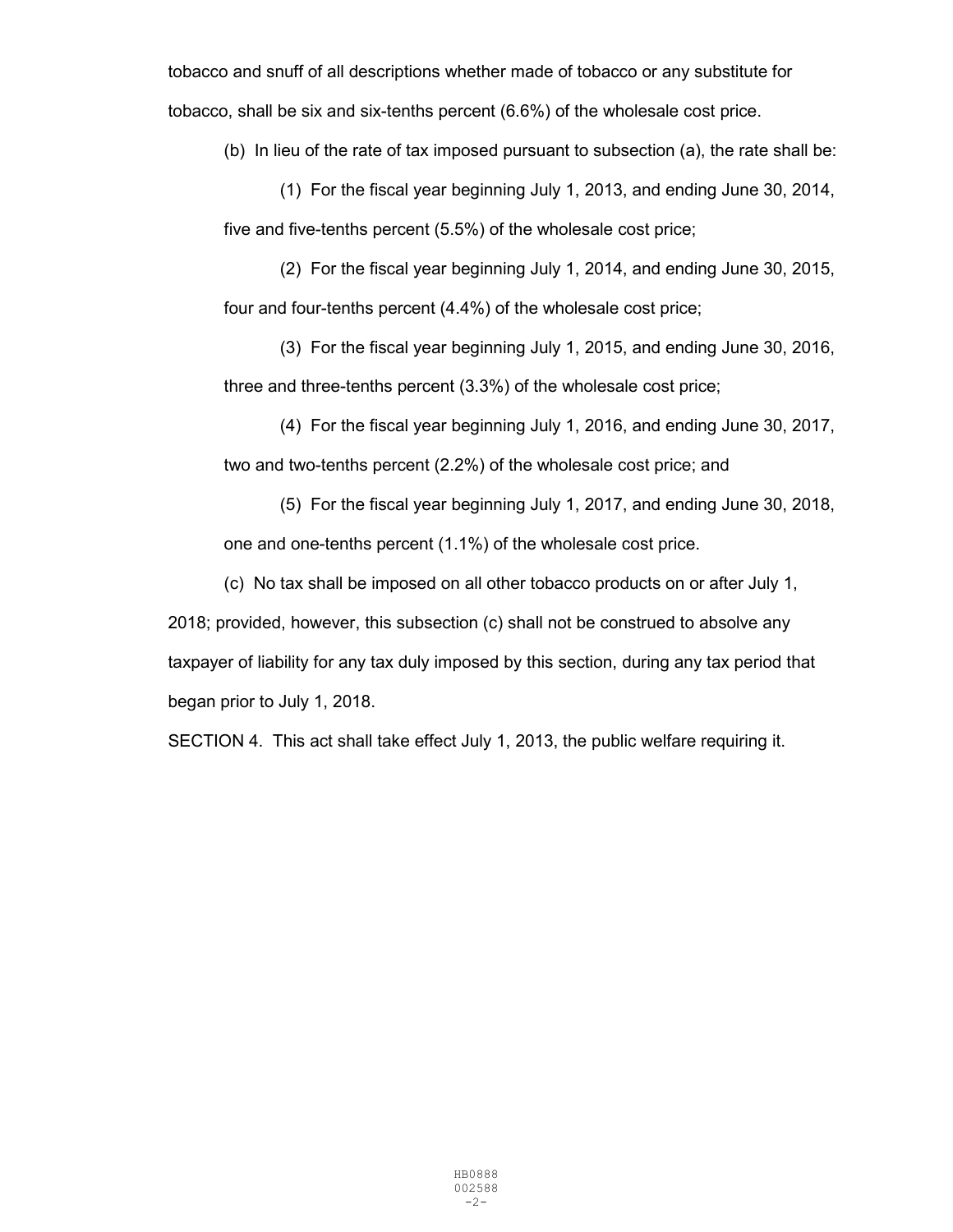tobacco and snuff of all descriptions whether made of tobacco or any substitute for tobacco, shall be six and six-tenths percent (6.6%) of the wholesale cost price.

(b) In lieu of the rate of tax imposed pursuant to subsection (a), the rate shall be:

(1) For the fiscal year beginning July 1, 2013, and ending June 30, 2014, five and five-tenths percent (5.5%) of the wholesale cost price;

(2) For the fiscal year beginning July 1, 2014, and ending June 30, 2015, four and four-tenths percent (4.4%) of the wholesale cost price;

(3) For the fiscal year beginning July 1, 2015, and ending June 30, 2016, three and three-tenths percent (3.3%) of the wholesale cost price;

(4) For the fiscal year beginning July 1, 2016, and ending June 30, 2017, two and two-tenths percent (2.2%) of the wholesale cost price; and

(5) For the fiscal year beginning July 1, 2017, and ending June 30, 2018, one and one-tenths percent (1.1%) of the wholesale cost price.

(c) No tax shall be imposed on all other tobacco products on or after July 1, 2018; provided, however, this subsection (c) shall not be construed to absolve any taxpayer of liability for any tax duly imposed by this section, during any tax period that began prior to July 1, 2018.

SECTION 4. This act shall take effect July 1, 2013, the public welfare requiring it.

HB0888
002588